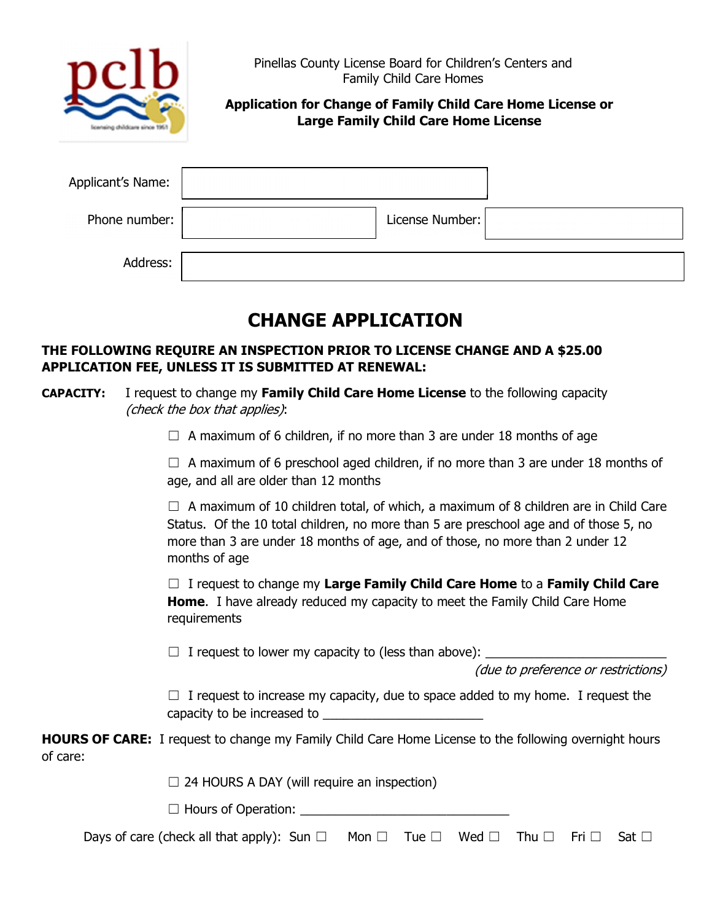Pinellas County License Board for Children's Centers and Family Child Care Homes

**Application for Change of Family Child Care Home License or Large Family Child Care Home License**

| | | | |
|---|---|---|---|
| Applicant's Name: | | | |
| Phone number: | | License Number: | |
| Address: | | | |

# CHANGE APPLICATION

**THE FOLLOWING REQUIRE AN INSPECTION PRIOR TO LICENSE CHANGE AND A $25.00 APPLICATION FEE, UNLESS IT IS SUBMITTED AT RENEWAL:**

**CAPACITY:** I request to change my **Family Child Care Home License** to the following capacity *(check the box that applies)*:

☐ A maximum of 6 children, if no more than 3 are under 18 months of age

☐ A maximum of 6 preschool aged children, if no more than 3 are under 18 months of age, and all are older than 12 months

☐ A maximum of 10 children total, of which, a maximum of 8 children are in Child Care Status. Of the 10 total children, no more than 5 are preschool age and of those 5, no more than 3 are under 18 months of age, and of those, no more than 2 under 12 months of age

☐ I request to change my **Large Family Child Care Home** to a **Family Child Care Home**. I have already reduced my capacity to meet the Family Child Care Home requirements

☐ I request to lower my capacity to (less than above): ________________________
*(due to preference or restrictions)*

☐ I request to increase my capacity, due to space added to my home. I request the capacity to be increased to ______________________

**HOURS OF CARE:** I request to change my Family Child Care Home License to the following overnight hours of care:

☐ 24 HOURS A DAY (will require an inspection)

☐ Hours of Operation: ______________________________

Days of care (check all that apply): Sun ☐ Mon ☐ Tue ☐ Wed ☐ Thu ☐ Fri ☐ Sat ☐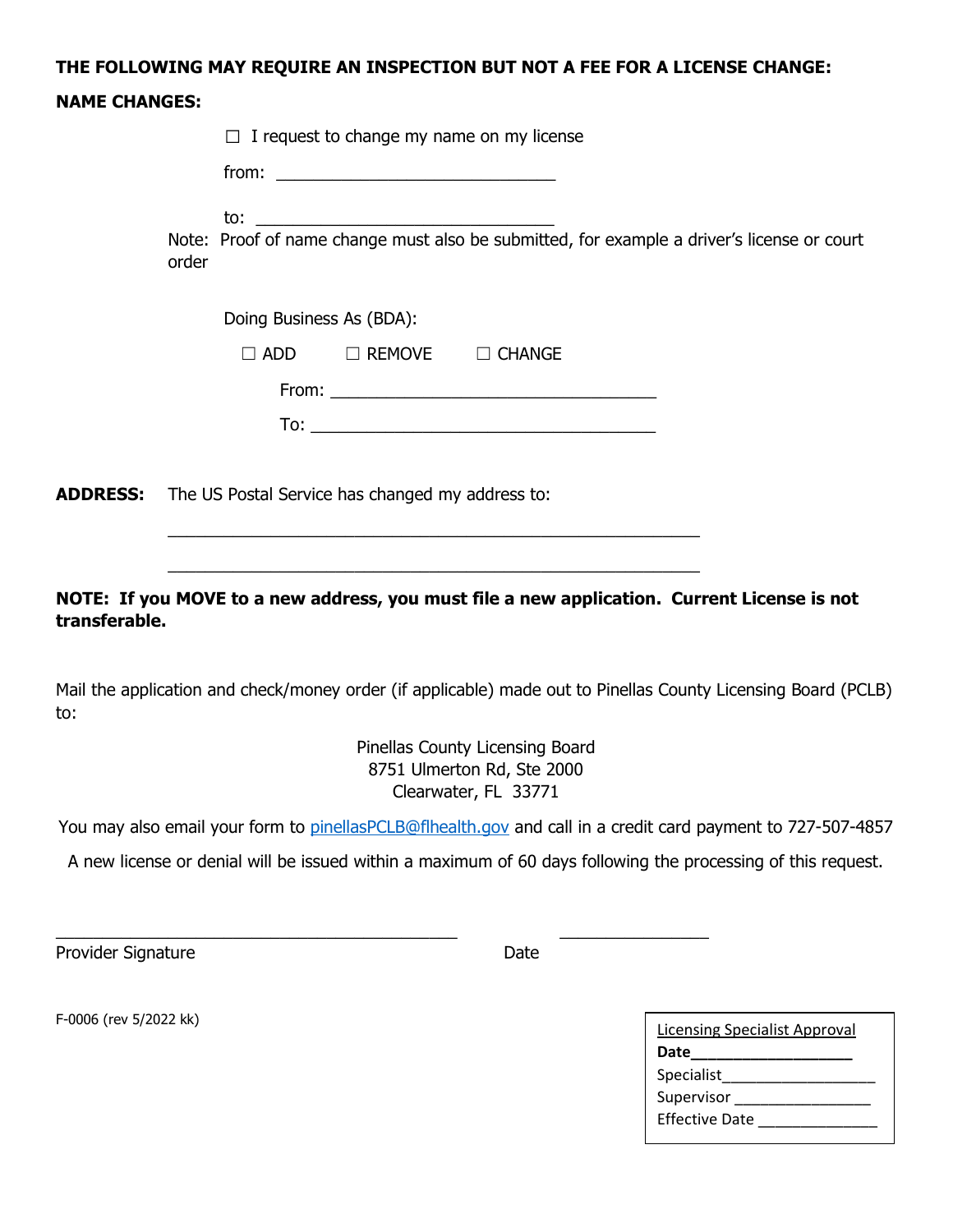**THE FOLLOWING MAY REQUIRE AN INSPECTION BUT NOT A FEE FOR A LICENSE CHANGE:**

**NAME CHANGES:**

☐ I request to change my name on my license

from: ______________________________

to: ________________________________

Note: Proof of name change must also be submitted, for example a driver's license or court order

Doing Business As (BDA):

☐ ADD ☐ REMOVE ☐ CHANGE

From: ___________________________________

To: _____________________________________

**ADDRESS:** The US Postal Service has changed my address to:

__________________________________________________________

__________________________________________________________

**NOTE: If you MOVE to a new address, you must file a new application. Current License is not transferable.**

Mail the application and check/money order (if applicable) made out to Pinellas County Licensing Board (PCLB) to:

Pinellas County Licensing Board
8751 Ulmerton Rd, Ste 2000
Clearwater, FL 33771

You may also email your form to pinellasPCLB@flhealth.gov and call in a credit card payment to 727-507-4857

A new license or denial will be issued within a maximum of 60 days following the processing of this request.

____________________________________________ ________________

Provider Signature Date

F-0006 (rev 5/2022 kk)

Licensing Specialist Approval
**Date**____________________
Specialist__________________
Supervisor ________________
Effective Date ______________